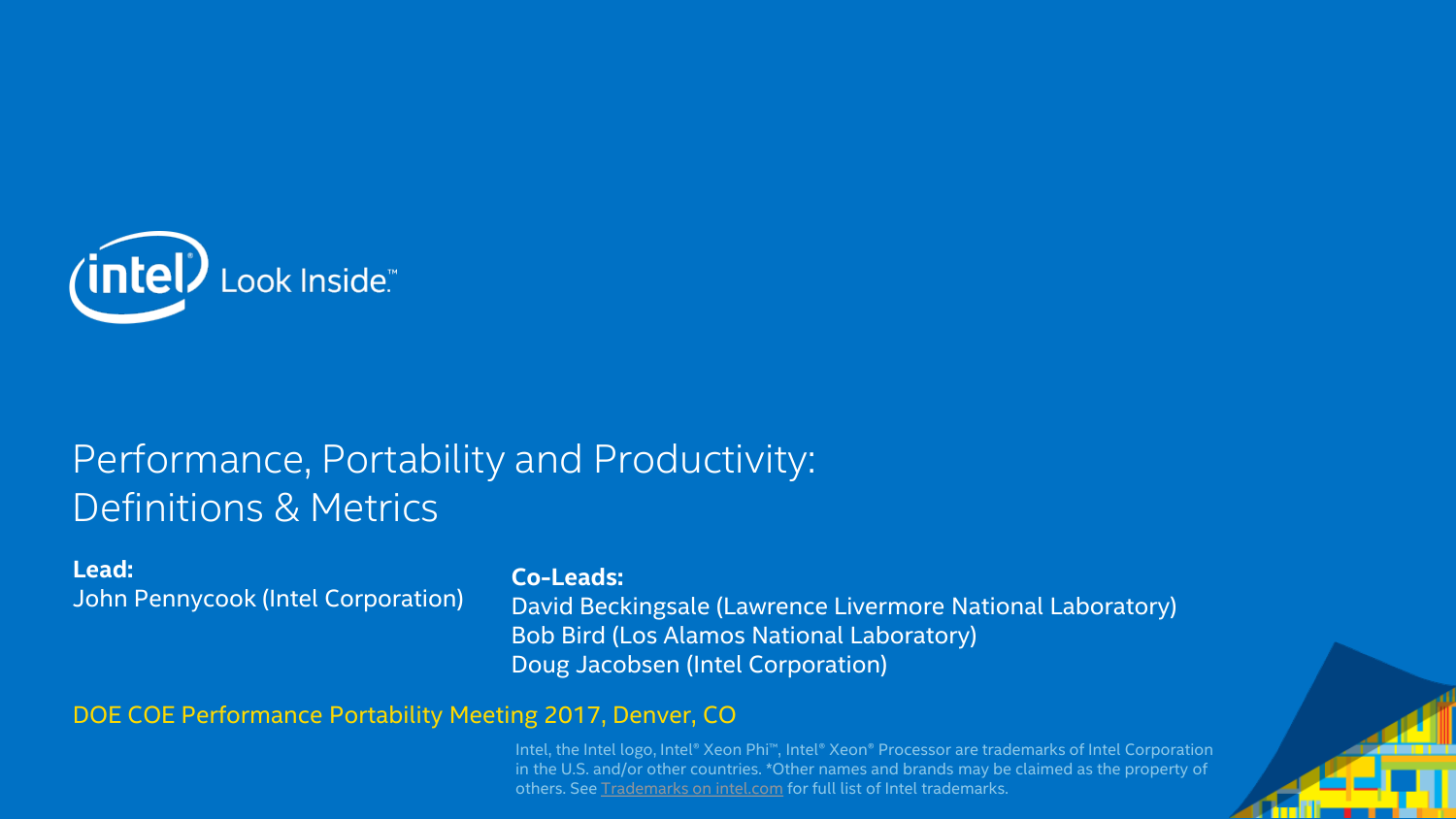Intel Look Inside™

# Performance, Portability and Productivity: Definitions & Metrics

**Lead:**
John Pennycook (Intel Corporation)

**Co-Leads:**
David Beckingsale (Lawrence Livermore National Laboratory)
Bob Bird (Los Alamos National Laboratory)
Doug Jacobsen (Intel Corporation)

DOE COE Performance Portability Meeting 2017, Denver, CO

Intel, the Intel logo, Intel® Xeon Phi™, Intel® Xeon® Processor are trademarks of Intel Corporation in the U.S. and/or other countries. *Other names and brands may be claimed as the property of others. See Trademarks on intel.com for full list of Intel trademarks.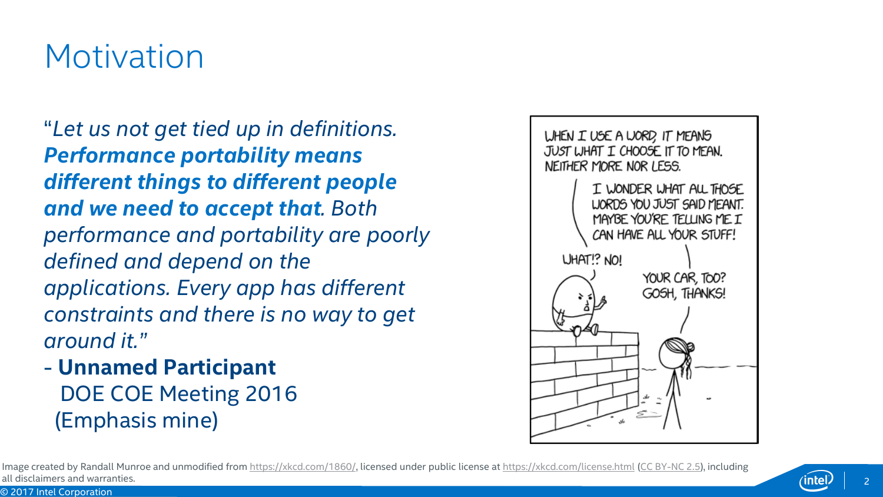# Motivation

"*Let us not get tied up in definitions.* ***Performance portability means different things to different people and we need to accept that****. Both performance and portability are poorly defined and depend on the applications. Every app has different constraints and there is no way to get around it.*"

- **Unnamed Participant**
  DOE COE Meeting 2016
  (Emphasis mine)

WHEN I USE A WORD, IT MEANS JUST WHAT I CHOOSE IT TO MEAN. NEITHER MORE NOR LESS.

I WONDER WHAT ALL THOSE WORDS YOU JUST SAID MEANT. MAYBE YOU'RE TELLING ME I CAN HAVE ALL YOUR STUFF!

WHAT!? NO!

YOUR CAR, TOO? GOSH, THANKS!

Image created by Randall Munroe and unmodified from https://xkcd.com/1860/, licensed under public license at https://xkcd.com/license.html (CC BY-NC 2.5), including all disclaimers and warranties.

© 2017 Intel Corporation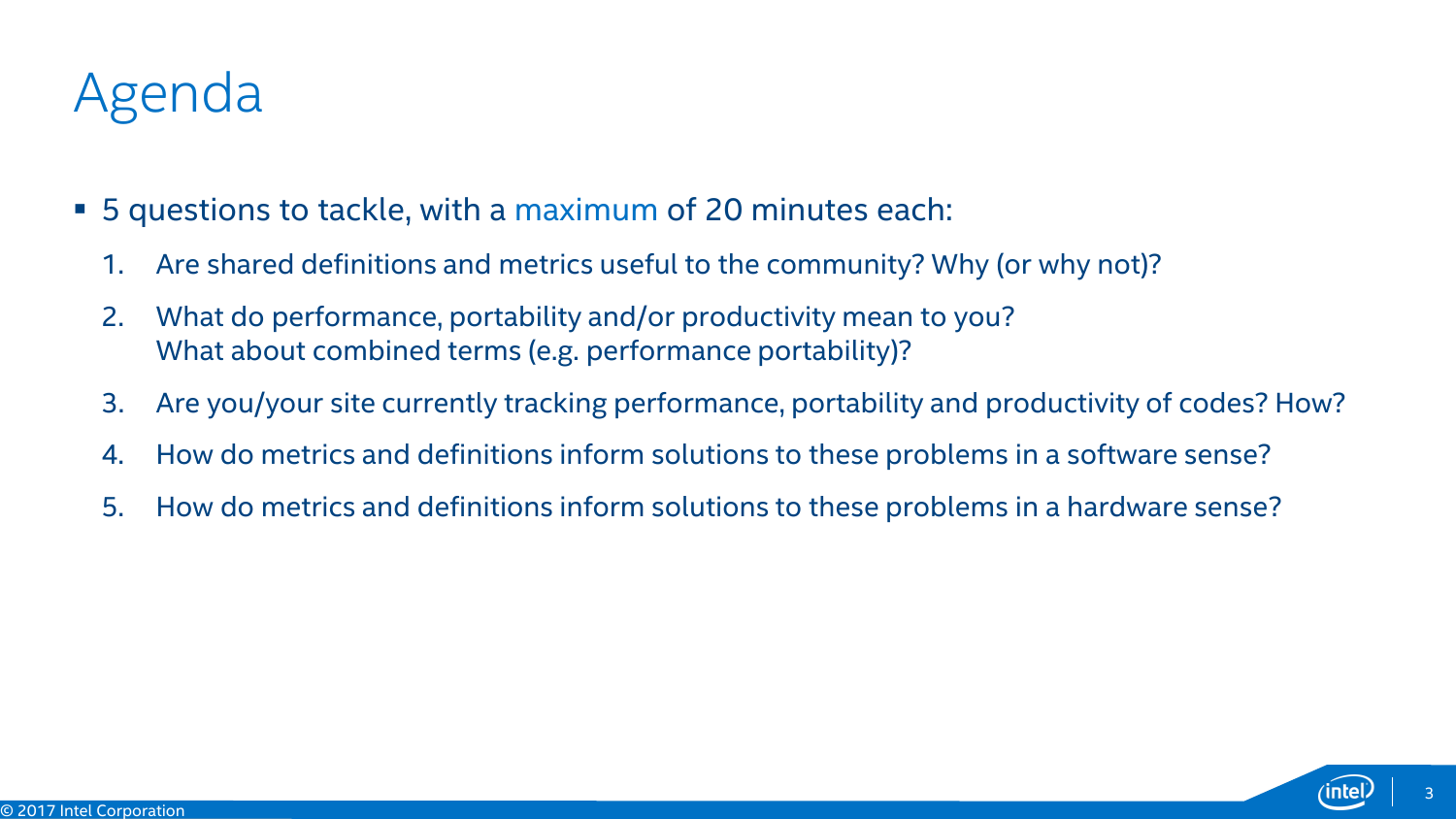# Agenda

- 5 questions to tackle, with a maximum of 20 minutes each:
  1. Are shared definitions and metrics useful to the community? Why (or why not)?
  2. What do performance, portability and/or productivity mean to you?
     What about combined terms (e.g. performance portability)?
  3. Are you/your site currently tracking performance, portability and productivity of codes? How?
  4. How do metrics and definitions inform solutions to these problems in a software sense?
  5. How do metrics and definitions inform solutions to these problems in a hardware sense?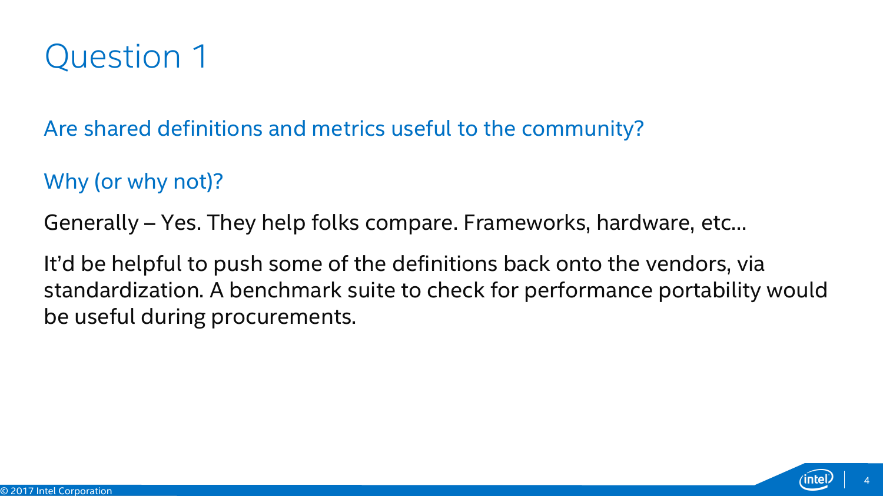# Question 1

Are shared definitions and metrics useful to the community?

Why (or why not)?

Generally – Yes. They help folks compare. Frameworks, hardware, etc…

It'd be helpful to push some of the definitions back onto the vendors, via standardization. A benchmark suite to check for performance portability would be useful during procurements.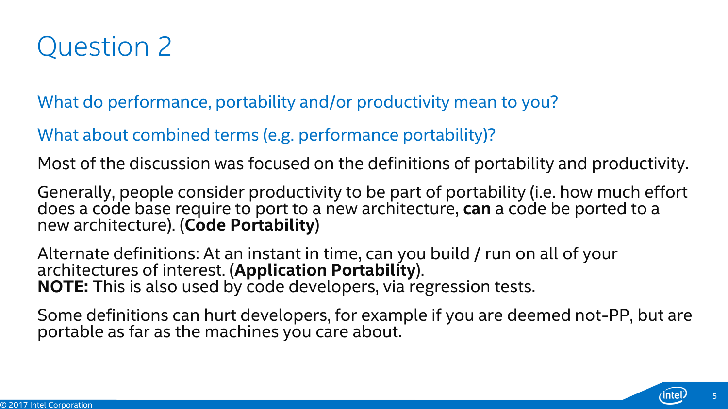# Question 2

What do performance, portability and/or productivity mean to you?

What about combined terms (e.g. performance portability)?

Most of the discussion was focused on the definitions of portability and productivity.

Generally, people consider productivity to be part of portability (i.e. how much effort does a code base require to port to a new architecture, **can** a code be ported to a new architecture). (**Code Portability**)

Alternate definitions: At an instant in time, can you build / run on all of your architectures of interest. (**Application Portability**).
**NOTE:** This is also used by code developers, via regression tests.

Some definitions can hurt developers, for example if you are deemed not-PP, but are portable as far as the machines you care about.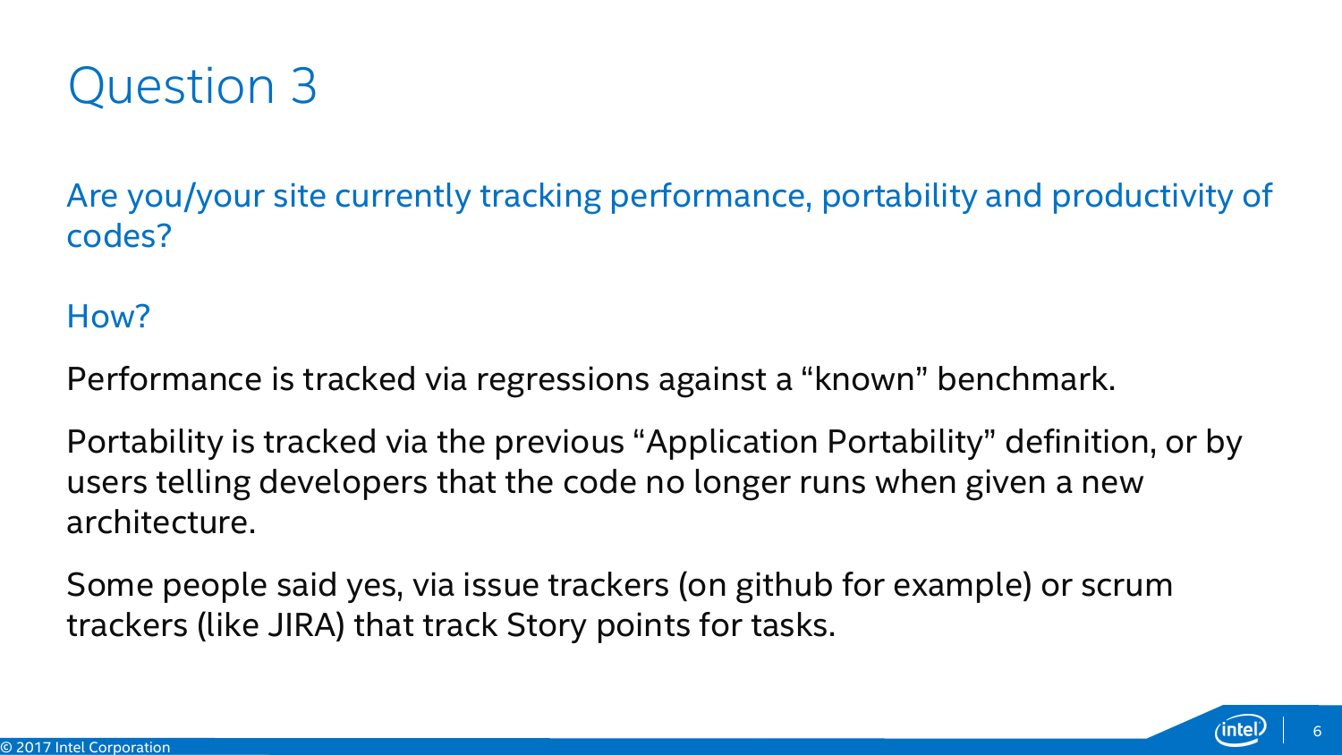# Question 3

Are you/your site currently tracking performance, portability and productivity of codes?

How?

Performance is tracked via regressions against a “known” benchmark.

Portability is tracked via the previous “Application Portability” definition, or by users telling developers that the code no longer runs when given a new architecture.

Some people said yes, via issue trackers (on github for example) or scrum trackers (like JIRA) that track Story points for tasks.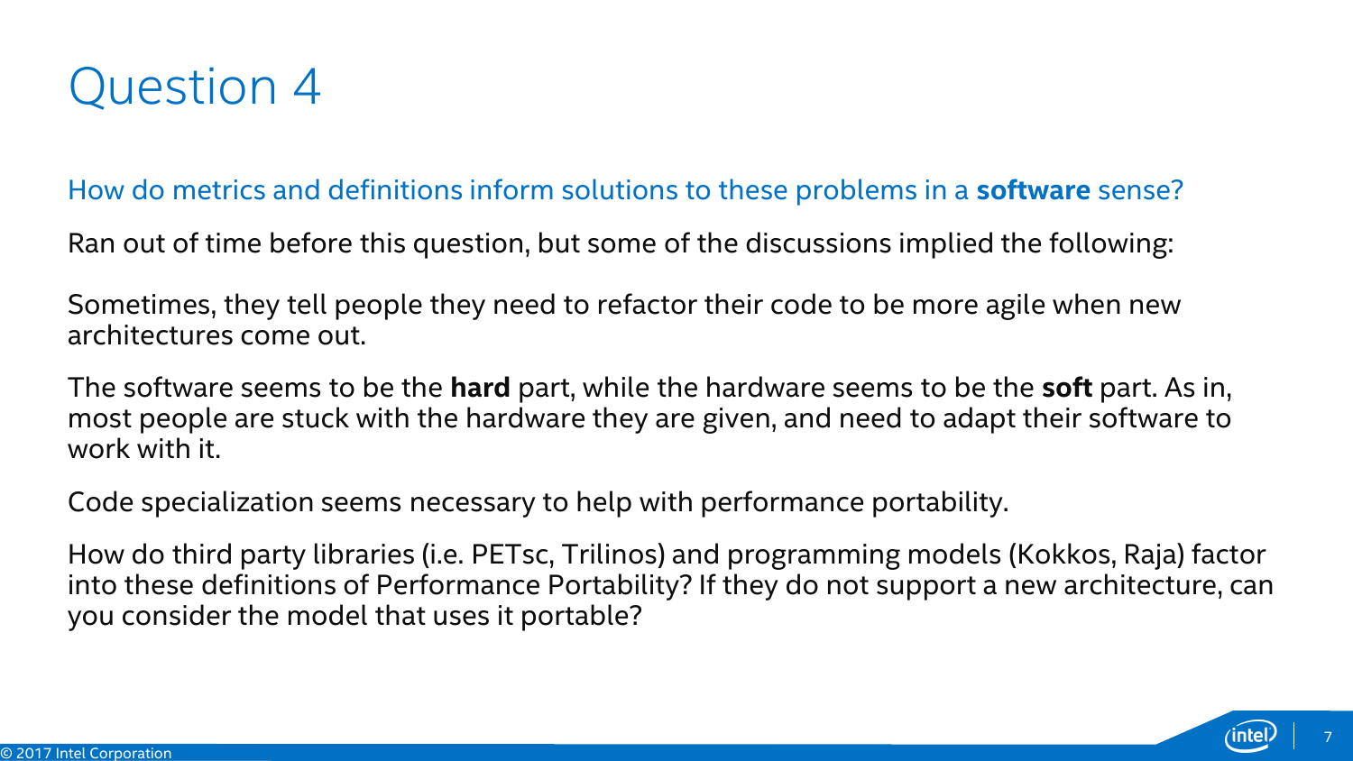# Question 4

How do metrics and definitions inform solutions to these problems in a **software** sense?

Ran out of time before this question, but some of the discussions implied the following:

Sometimes, they tell people they need to refactor their code to be more agile when new architectures come out.

The software seems to be the **hard** part, while the hardware seems to be the **soft** part. As in, most people are stuck with the hardware they are given, and need to adapt their software to work with it.

Code specialization seems necessary to help with performance portability.

How do third party libraries (i.e. PETsc, Trilinos) and programming models (Kokkos, Raja) factor into these definitions of Performance Portability? If they do not support a new architecture, can you consider the model that uses it portable?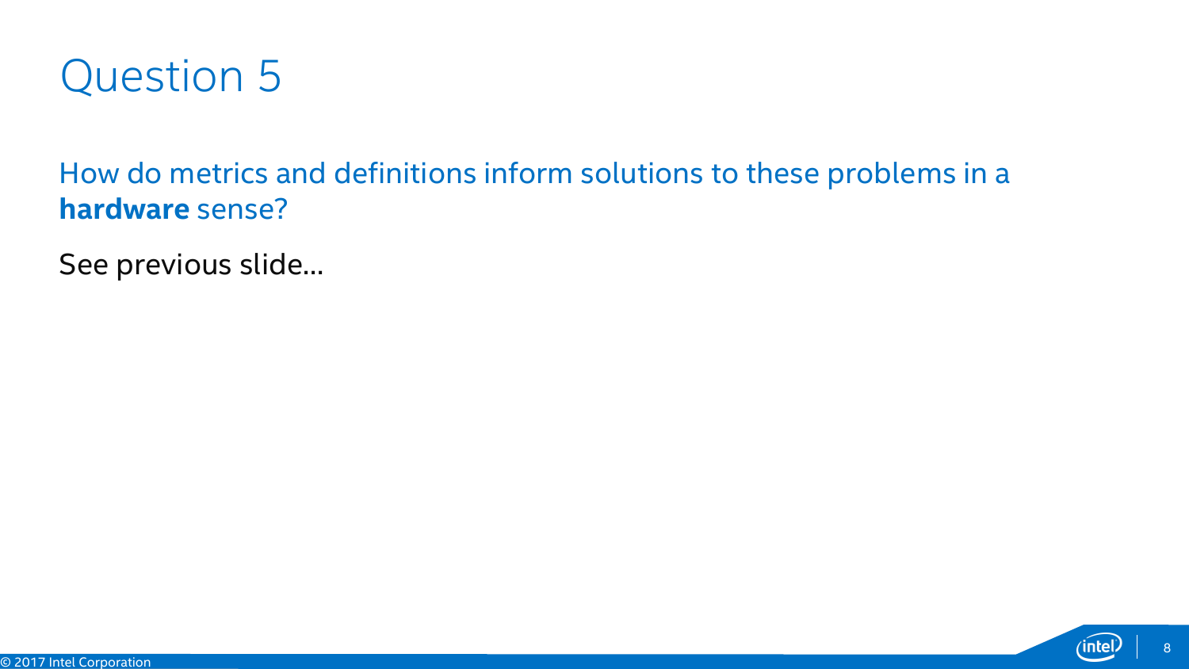# Question 5

How do metrics and definitions inform solutions to these problems in a **hardware** sense?

See previous slide…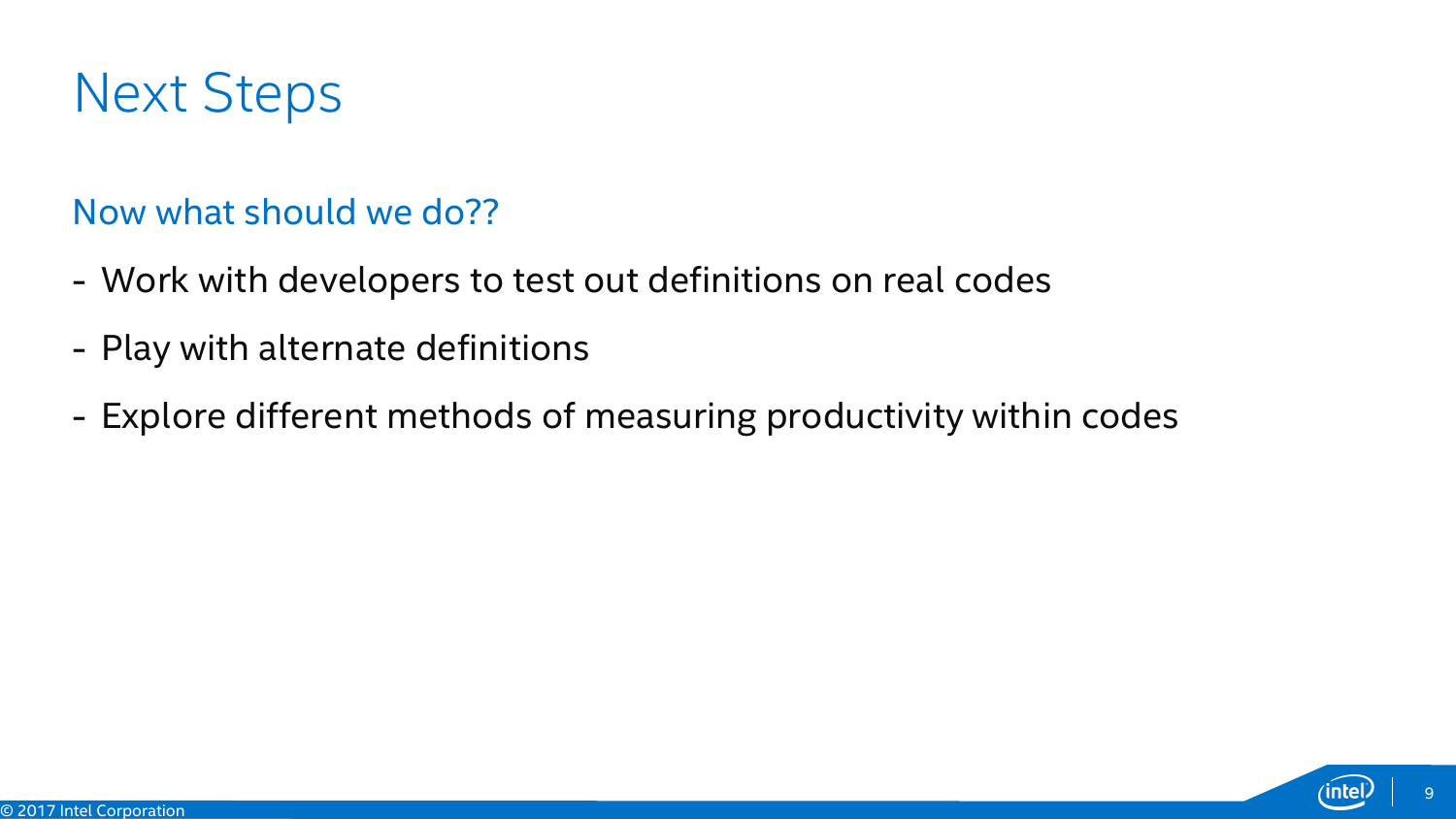# Next Steps

## Now what should we do??

- Work with developers to test out definitions on real codes
- Play with alternate definitions
- Explore different methods of measuring productivity within codes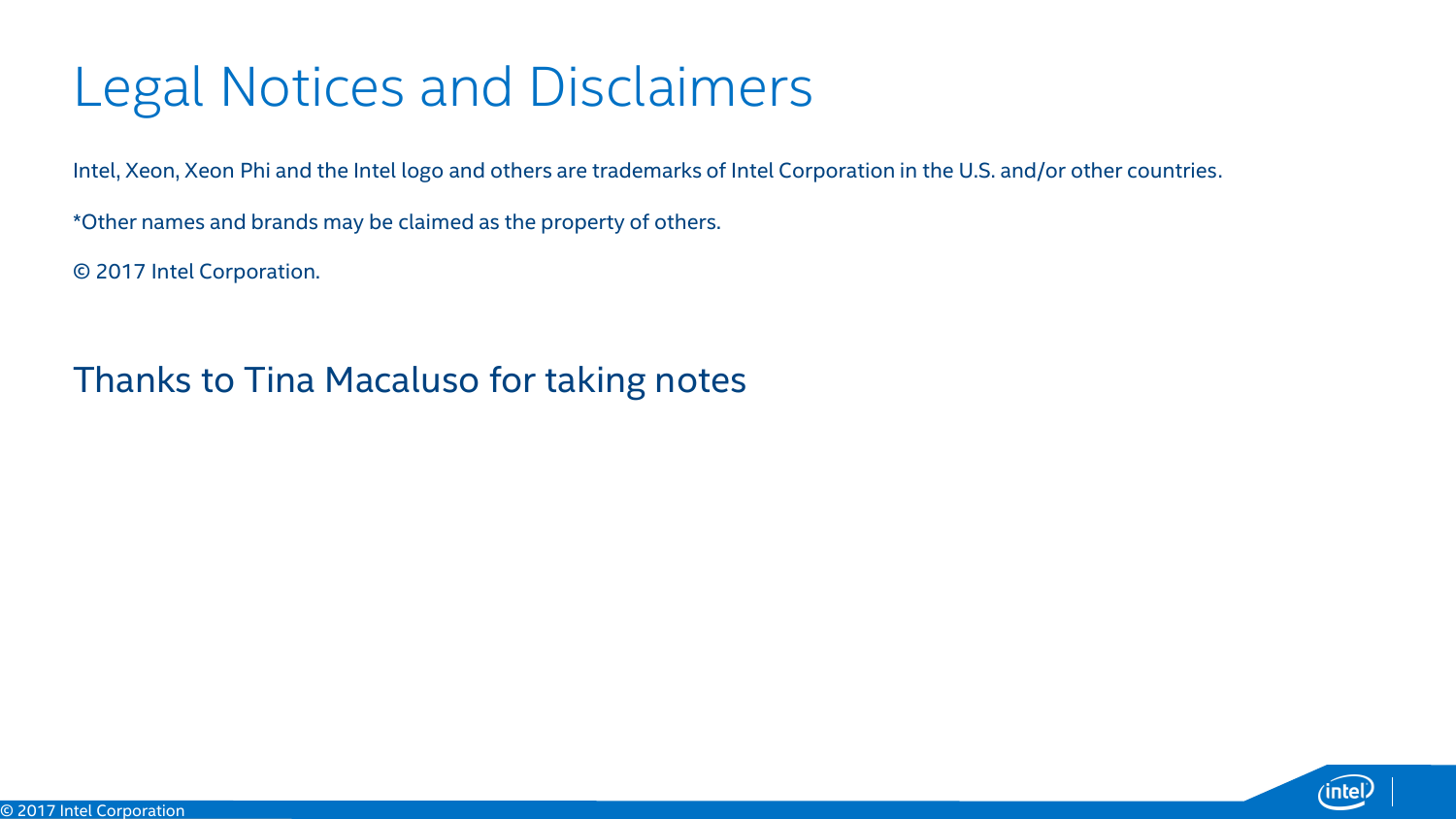# Legal Notices and Disclaimers

Intel, Xeon, Xeon Phi and the Intel logo and others are trademarks of Intel Corporation in the U.S. and/or other countries.

*Other names and brands may be claimed as the property of others.

© 2017 Intel Corporation.

## Thanks to Tina Macaluso for taking notes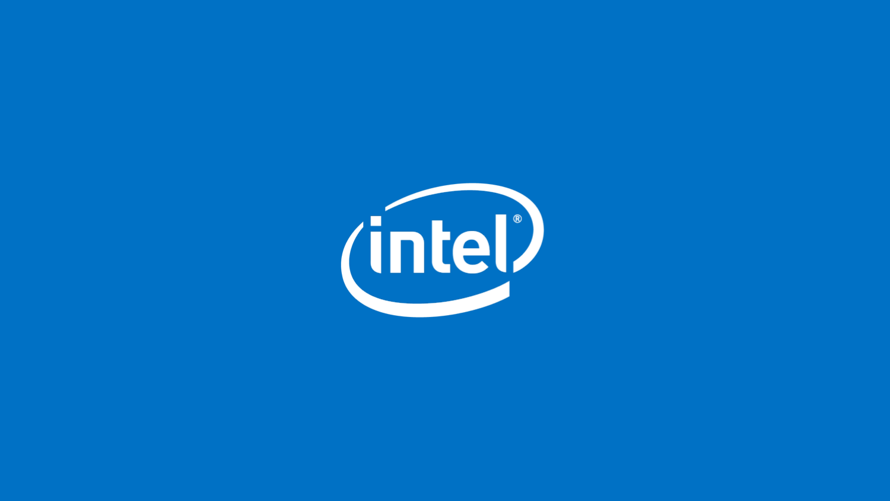intel®